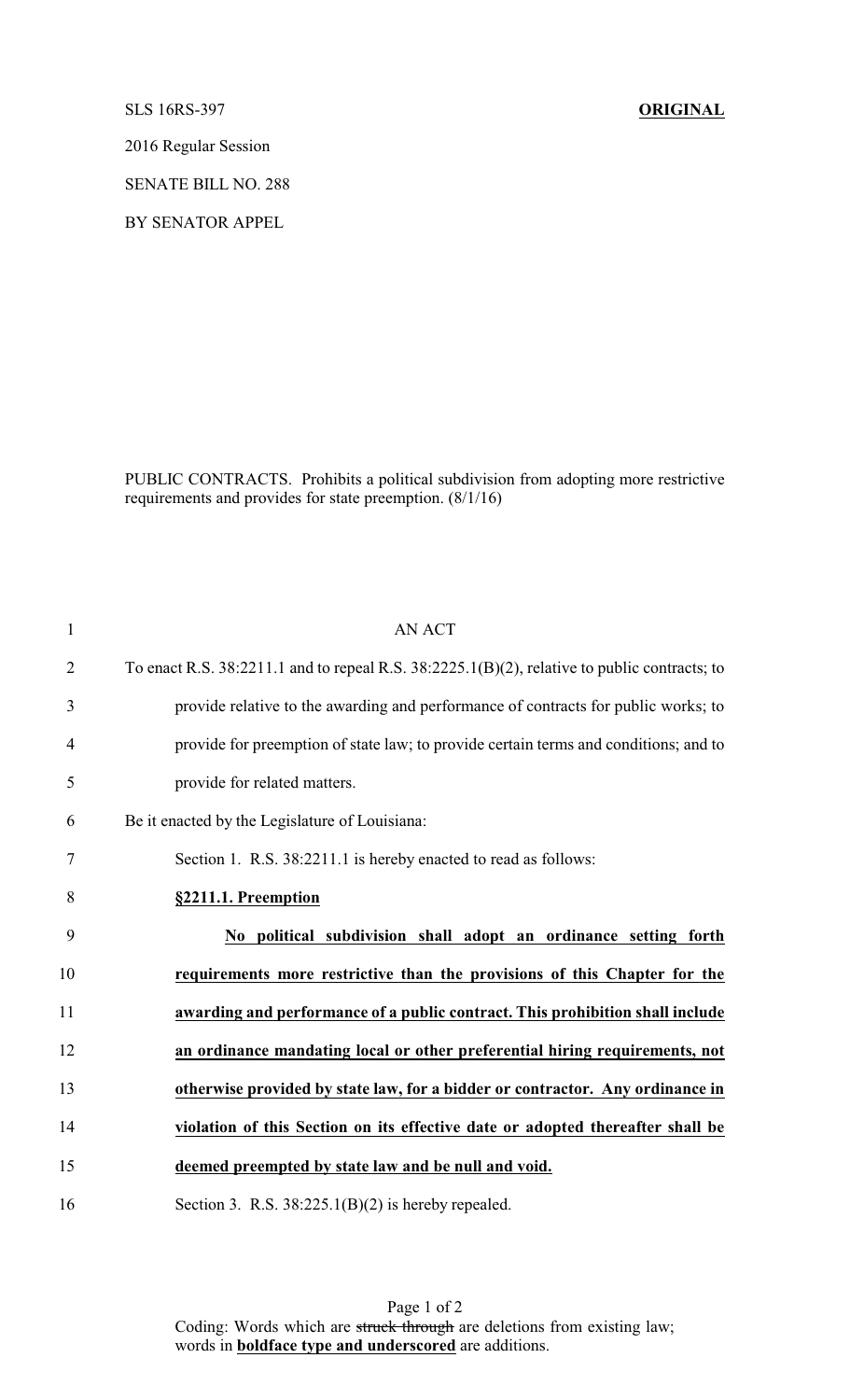SLS 16RS-397 **ORIGINAL**

2016 Regular Session

SENATE BILL NO. 288

BY SENATOR APPEL

PUBLIC CONTRACTS. Prohibits a political subdivision from adopting more restrictive requirements and provides for state preemption. (8/1/16)

1 AN ACT

2 To enact R.S. 38:2211.1 and to repeal R.S. 38:2225.1(B)(2), relative to public contracts; to

3 provide relative to the awarding and performance of contracts for public works; to

4 provide for preemption of state law; to provide certain terms and conditions; and to

5 provide for related matters.

6 Be it enacted by the Legislature of Louisiana:

7 Section 1. R.S. 38:2211.1 is hereby enacted to read as follows:

8 **<u>§2211.1. Preemption</u>**

9 **<u>No political subdivision shall adopt an ordinance setting forth</u>**

10 **<u>requirements more restrictive than the provisions of this Chapter for the</u>**

11 **<u>awarding and performance of a public contract. This prohibition shall include</u>**

12 **<u>an ordinance mandating local or other preferential hiring requirements, not</u>**

13 **<u>otherwise provided by state law, for a bidder or contractor. Any ordinance in</u>**

14 **<u>violation of this Section on its effective date or adopted thereafter shall be</u>**

15 **<u>deemed preempted by state law and be null and void.</u>**

16 Section 3. R.S. 38:225.1(B)(2) is hereby repealed.

Coding: Words which are ~~struck through~~ are deletions from existing law; words in **<u>boldface type and underscored</u>** are additions.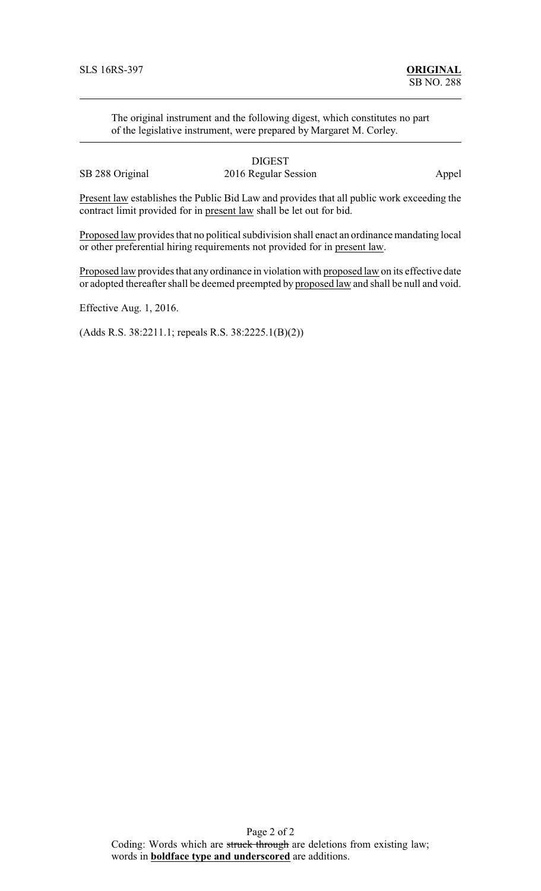SLS 16RS-397

**ORIGINAL**
SB NO. 288

The original instrument and the following digest, which constitutes no part of the legislative instrument, were prepared by Margaret M. Corley.

DIGEST

SB 288 Original — 2016 Regular Session — Appel

Present law establishes the Public Bid Law and provides that all public work exceeding the contract limit provided for in present law shall be let out for bid.

Proposed law provides that no political subdivision shall enact an ordinance mandating local or other preferential hiring requirements not provided for in present law.

Proposed law provides that any ordinance in violation with proposed law on its effective date or adopted thereafter shall be deemed preempted by proposed law and shall be null and void.

Effective Aug. 1, 2016.

(Adds R.S. 38:2211.1; repeals R.S. 38:2225.1(B)(2))

Coding: Words which are ~~struck through~~ are deletions from existing law; words in **boldface type and underscored** are additions.